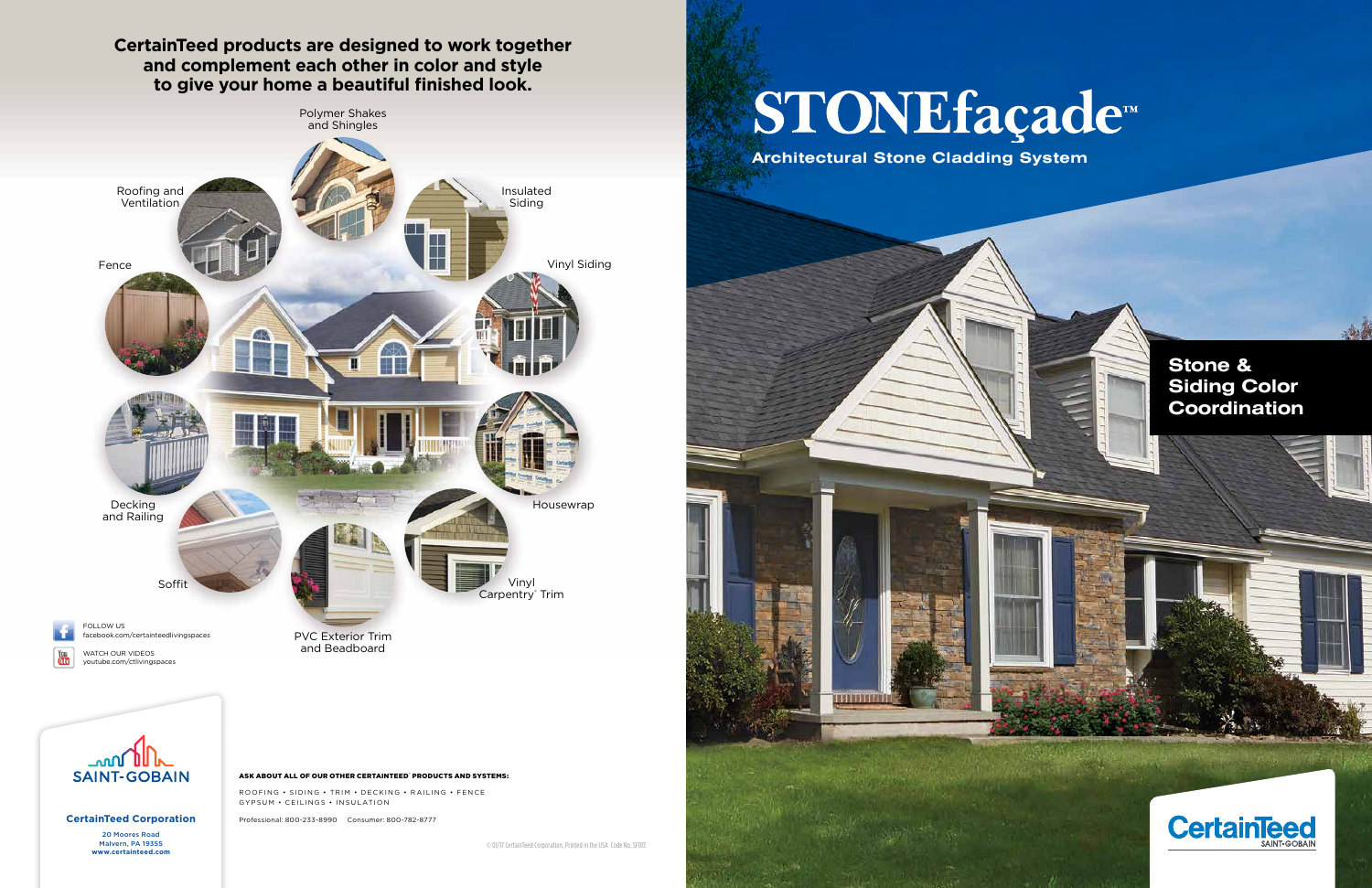**CertainTeed products are designed to work together and complement each other in color and style to give your home a beautiful finished look.**

Polymer Shakes and Shingles

Roofing and Ventilation

Insulated Siding

Fence

Vinyl Siding

Decking and Railing

Housewrap

Soffit

Vinyl Carpentry® Trim

PVC Exterior Trim and Beadboard

FOLLOW US
facebook.com/certainteedlivingspaces

WATCH OUR VIDEOS
youtube.com/ctlivingspaces

SAINT-GOBAIN

**CertainTeed Corporation**

20 Moores Road
Malvern, PA 19355
www.certainteed.com

**ASK ABOUT ALL OF OUR OTHER CERTAINTEED® PRODUCTS AND SYSTEMS:**

ROOFING • SIDING • TRIM • DECKING • RAILING • FENCE
GYPSUM • CEILINGS • INSULATION

Professional: 800-233-8990 Consumer: 800-782-8777

© 01/17 CertainTeed Corporation, Printed in the USA. Code No. SF013

# STONEfaçade™

**Architectural Stone Cladding System**

## Stone & Siding Color Coordination

CertainTeed
SAINT-GOBAIN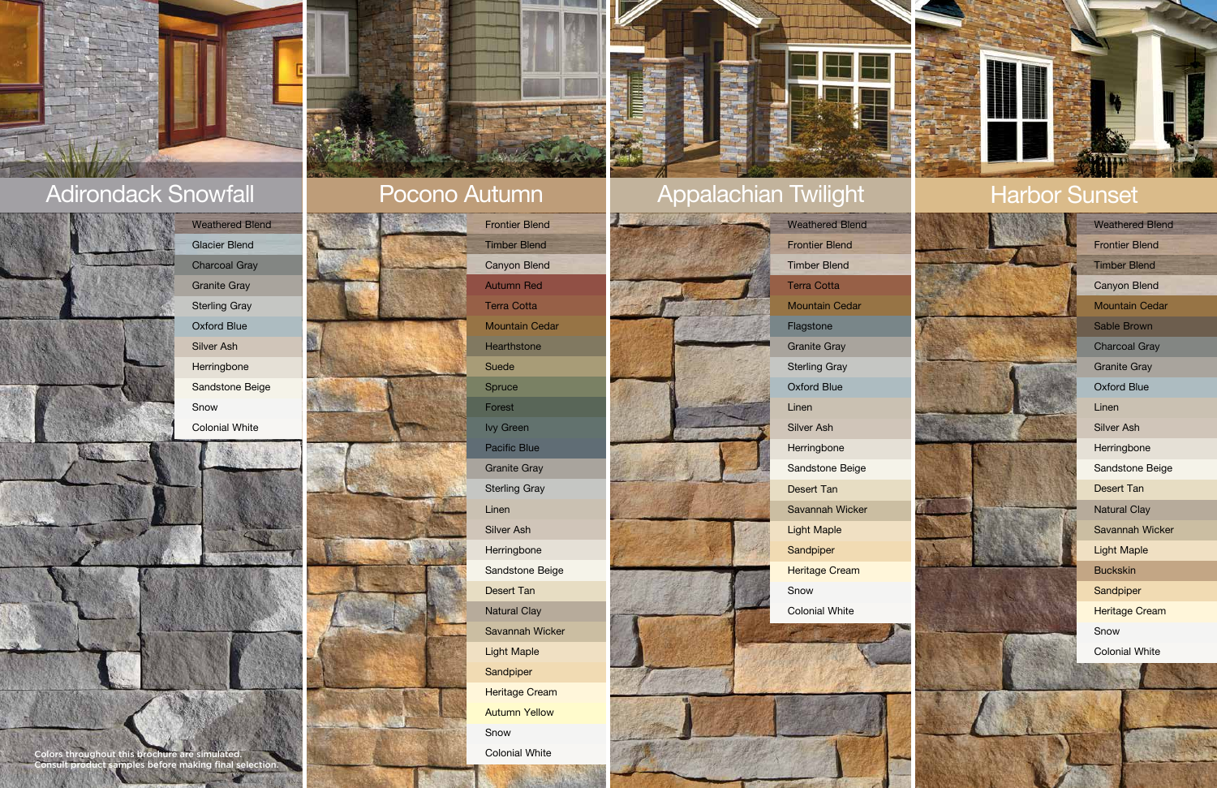## Adirondack Snowfall

- Weathered Blend
- Glacier Blend
- Charcoal Gray
- Granite Gray
- Sterling Gray
- Oxford Blue
- Silver Ash
- Herringbone
- Sandstone Beige
- Snow
- Colonial White

Colors throughout this brochure are simulated.
Consult product samples before making final selection.

## Pocono Autumn

- Frontier Blend
- Timber Blend
- Canyon Blend
- Autumn Red
- Terra Cotta
- Mountain Cedar
- Hearthstone
- Suede
- Spruce
- Forest
- Ivy Green
- Pacific Blue
- Granite Gray
- Sterling Gray
- Linen
- Silver Ash
- Herringbone
- Sandstone Beige
- Desert Tan
- Natural Clay
- Savannah Wicker
- Light Maple
- Sandpiper
- Heritage Cream
- Autumn Yellow
- Snow
- Colonial White

## Appalachian Twilight

- Weathered Blend
- Frontier Blend
- Timber Blend
- Terra Cotta
- Mountain Cedar
- Flagstone
- Granite Gray
- Sterling Gray
- Oxford Blue
- Linen
- Silver Ash
- Herringbone
- Sandstone Beige
- Desert Tan
- Savannah Wicker
- Light Maple
- Sandpiper
- Heritage Cream
- Snow
- Colonial White

## Harbor Sunset

- Weathered Blend
- Frontier Blend
- Timber Blend
- Canyon Blend
- Mountain Cedar
- Sable Brown
- Charcoal Gray
- Granite Gray
- Oxford Blue
- Linen
- Silver Ash
- Herringbone
- Sandstone Beige
- Desert Tan
- Natural Clay
- Savannah Wicker
- Light Maple
- Buckskin
- Sandpiper
- Heritage Cream
- Snow
- Colonial White